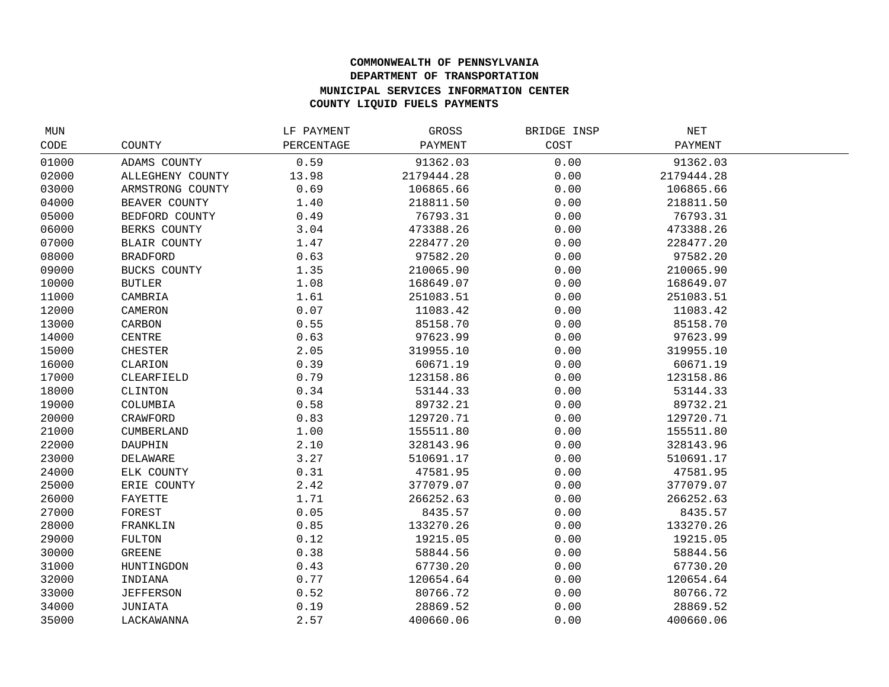**COMMONWEALTH OF PENNSYLVANIA**
**DEPARTMENT OF TRANSPORTATION**
**MUNICIPAL SERVICES INFORMATION CENTER**
**COUNTY LIQUID FUELS PAYMENTS**

| MUN CODE | COUNTY | LF PAYMENT PERCENTAGE | GROSS PAYMENT | BRIDGE INSP COST | NET PAYMENT |
|---|---|---|---|---|---|
| 01000 | ADAMS COUNTY | 0.59 | 91362.03 | 0.00 | 91362.03 |
| 02000 | ALLEGHENY COUNTY | 13.98 | 2179444.28 | 0.00 | 2179444.28 |
| 03000 | ARMSTRONG COUNTY | 0.69 | 106865.66 | 0.00 | 106865.66 |
| 04000 | BEAVER COUNTY | 1.40 | 218811.50 | 0.00 | 218811.50 |
| 05000 | BEDFORD COUNTY | 0.49 | 76793.31 | 0.00 | 76793.31 |
| 06000 | BERKS COUNTY | 3.04 | 473388.26 | 0.00 | 473388.26 |
| 07000 | BLAIR COUNTY | 1.47 | 228477.20 | 0.00 | 228477.20 |
| 08000 | BRADFORD | 0.63 | 97582.20 | 0.00 | 97582.20 |
| 09000 | BUCKS COUNTY | 1.35 | 210065.90 | 0.00 | 210065.90 |
| 10000 | BUTLER | 1.08 | 168649.07 | 0.00 | 168649.07 |
| 11000 | CAMBRIA | 1.61 | 251083.51 | 0.00 | 251083.51 |
| 12000 | CAMERON | 0.07 | 11083.42 | 0.00 | 11083.42 |
| 13000 | CARBON | 0.55 | 85158.70 | 0.00 | 85158.70 |
| 14000 | CENTRE | 0.63 | 97623.99 | 0.00 | 97623.99 |
| 15000 | CHESTER | 2.05 | 319955.10 | 0.00 | 319955.10 |
| 16000 | CLARION | 0.39 | 60671.19 | 0.00 | 60671.19 |
| 17000 | CLEARFIELD | 0.79 | 123158.86 | 0.00 | 123158.86 |
| 18000 | CLINTON | 0.34 | 53144.33 | 0.00 | 53144.33 |
| 19000 | COLUMBIA | 0.58 | 89732.21 | 0.00 | 89732.21 |
| 20000 | CRAWFORD | 0.83 | 129720.71 | 0.00 | 129720.71 |
| 21000 | CUMBERLAND | 1.00 | 155511.80 | 0.00 | 155511.80 |
| 22000 | DAUPHIN | 2.10 | 328143.96 | 0.00 | 328143.96 |
| 23000 | DELAWARE | 3.27 | 510691.17 | 0.00 | 510691.17 |
| 24000 | ELK COUNTY | 0.31 | 47581.95 | 0.00 | 47581.95 |
| 25000 | ERIE COUNTY | 2.42 | 377079.07 | 0.00 | 377079.07 |
| 26000 | FAYETTE | 1.71 | 266252.63 | 0.00 | 266252.63 |
| 27000 | FOREST | 0.05 | 8435.57 | 0.00 | 8435.57 |
| 28000 | FRANKLIN | 0.85 | 133270.26 | 0.00 | 133270.26 |
| 29000 | FULTON | 0.12 | 19215.05 | 0.00 | 19215.05 |
| 30000 | GREENE | 0.38 | 58844.56 | 0.00 | 58844.56 |
| 31000 | HUNTINGDON | 0.43 | 67730.20 | 0.00 | 67730.20 |
| 32000 | INDIANA | 0.77 | 120654.64 | 0.00 | 120654.64 |
| 33000 | JEFFERSON | 0.52 | 80766.72 | 0.00 | 80766.72 |
| 34000 | JUNIATA | 0.19 | 28869.52 | 0.00 | 28869.52 |
| 35000 | LACKAWANNA | 2.57 | 400660.06 | 0.00 | 400660.06 |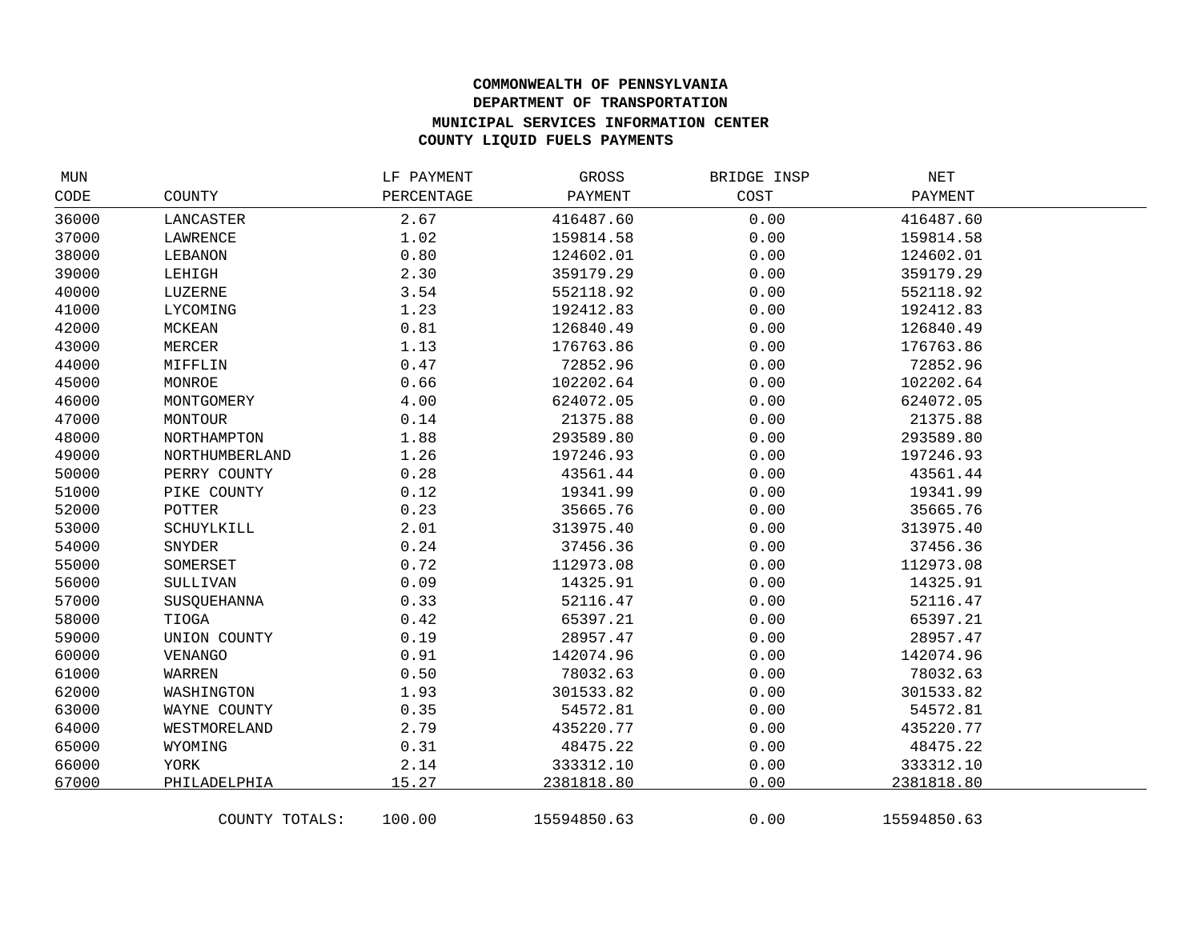**COMMONWEALTH OF PENNSYLVANIA**

**DEPARTMENT OF TRANSPORTATION**

**MUNICIPAL SERVICES INFORMATION CENTER**

**COUNTY LIQUID FUELS PAYMENTS**

| MUN CODE | COUNTY | LF PAYMENT PERCENTAGE | GROSS PAYMENT | BRIDGE INSP COST | NET PAYMENT |
|---|---|---|---|---|---|
| 36000 | LANCASTER | 2.67 | 416487.60 | 0.00 | 416487.60 |
| 37000 | LAWRENCE | 1.02 | 159814.58 | 0.00 | 159814.58 |
| 38000 | LEBANON | 0.80 | 124602.01 | 0.00 | 124602.01 |
| 39000 | LEHIGH | 2.30 | 359179.29 | 0.00 | 359179.29 |
| 40000 | LUZERNE | 3.54 | 552118.92 | 0.00 | 552118.92 |
| 41000 | LYCOMING | 1.23 | 192412.83 | 0.00 | 192412.83 |
| 42000 | MCKEAN | 0.81 | 126840.49 | 0.00 | 126840.49 |
| 43000 | MERCER | 1.13 | 176763.86 | 0.00 | 176763.86 |
| 44000 | MIFFLIN | 0.47 | 72852.96 | 0.00 | 72852.96 |
| 45000 | MONROE | 0.66 | 102202.64 | 0.00 | 102202.64 |
| 46000 | MONTGOMERY | 4.00 | 624072.05 | 0.00 | 624072.05 |
| 47000 | MONTOUR | 0.14 | 21375.88 | 0.00 | 21375.88 |
| 48000 | NORTHAMPTON | 1.88 | 293589.80 | 0.00 | 293589.80 |
| 49000 | NORTHUMBERLAND | 1.26 | 197246.93 | 0.00 | 197246.93 |
| 50000 | PERRY COUNTY | 0.28 | 43561.44 | 0.00 | 43561.44 |
| 51000 | PIKE COUNTY | 0.12 | 19341.99 | 0.00 | 19341.99 |
| 52000 | POTTER | 0.23 | 35665.76 | 0.00 | 35665.76 |
| 53000 | SCHUYLKILL | 2.01 | 313975.40 | 0.00 | 313975.40 |
| 54000 | SNYDER | 0.24 | 37456.36 | 0.00 | 37456.36 |
| 55000 | SOMERSET | 0.72 | 112973.08 | 0.00 | 112973.08 |
| 56000 | SULLIVAN | 0.09 | 14325.91 | 0.00 | 14325.91 |
| 57000 | SUSQUEHANNA | 0.33 | 52116.47 | 0.00 | 52116.47 |
| 58000 | TIOGA | 0.42 | 65397.21 | 0.00 | 65397.21 |
| 59000 | UNION COUNTY | 0.19 | 28957.47 | 0.00 | 28957.47 |
| 60000 | VENANGO | 0.91 | 142074.96 | 0.00 | 142074.96 |
| 61000 | WARREN | 0.50 | 78032.63 | 0.00 | 78032.63 |
| 62000 | WASHINGTON | 1.93 | 301533.82 | 0.00 | 301533.82 |
| 63000 | WAYNE COUNTY | 0.35 | 54572.81 | 0.00 | 54572.81 |
| 64000 | WESTMORELAND | 2.79 | 435220.77 | 0.00 | 435220.77 |
| 65000 | WYOMING | 0.31 | 48475.22 | 0.00 | 48475.22 |
| 66000 | YORK | 2.14 | 333312.10 | 0.00 | 333312.10 |
| 67000 | PHILADELPHIA | 15.27 | 2381818.80 | 0.00 | 2381818.80 |
| | COUNTY TOTALS: | 100.00 | 15594850.63 | 0.00 | 15594850.63 |